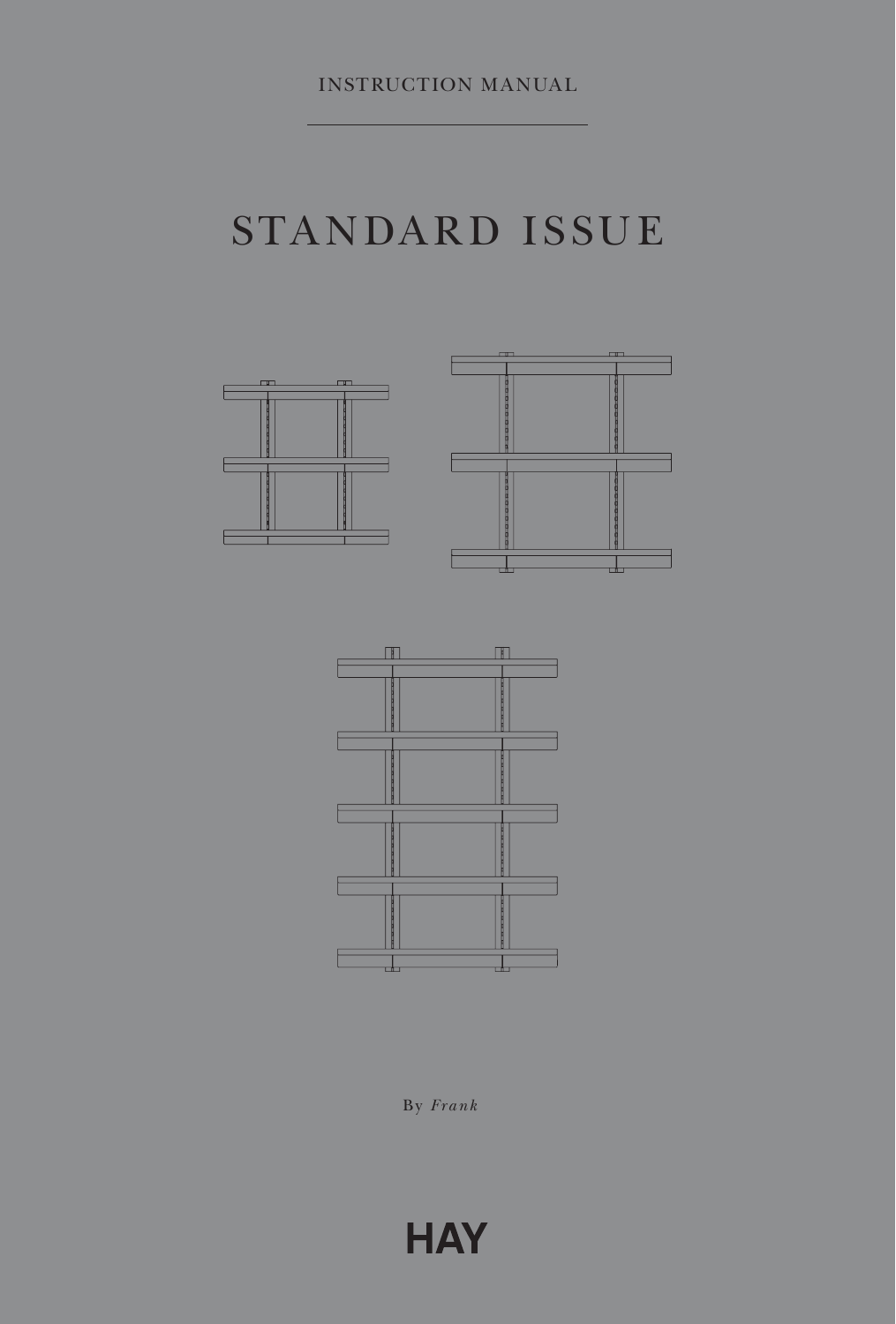INSTRUCTION MANUAL

# STANDARD ISSUE

By *Frank*

HAY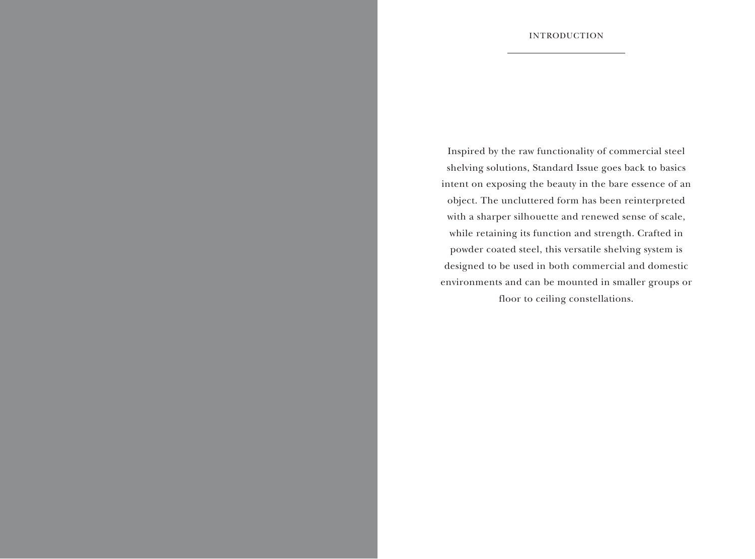# INTRODUCTION

Inspired by the raw functionality of commercial steel shelving solutions, Standard Issue goes back to basics intent on exposing the beauty in the bare essence of an object. The uncluttered form has been reinterpreted with a sharper silhouette and renewed sense of scale, while retaining its function and strength. Crafted in powder coated steel, this versatile shelving system is designed to be used in both commercial and domestic environments and can be mounted in smaller groups or floor to ceiling constellations.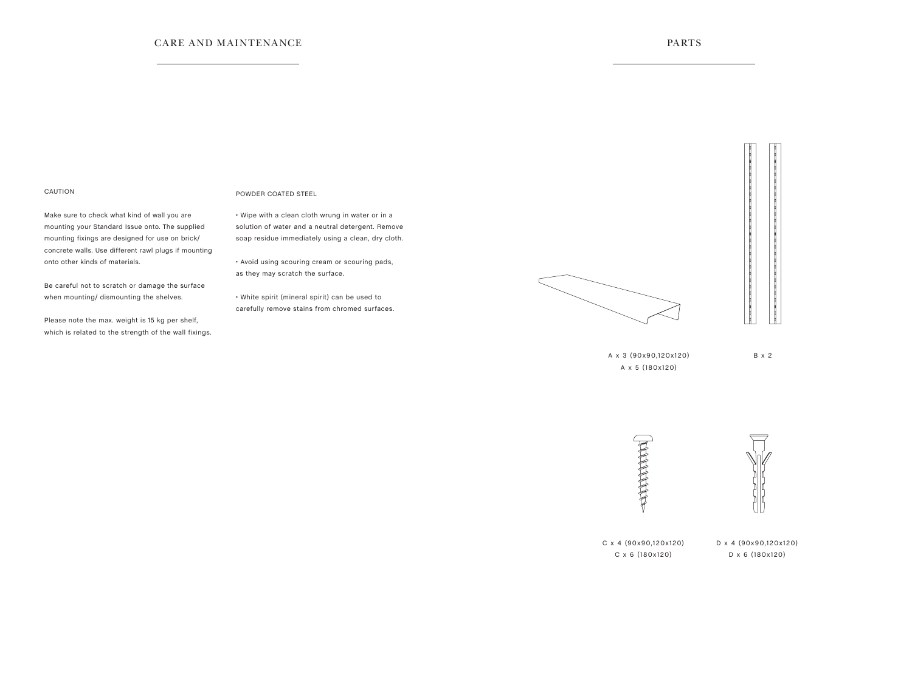## CARE AND MAINTENANCE

### CAUTION

Make sure to check what kind of wall you are mounting your Standard Issue onto. The supplied mounting fixings are designed for use on brick/ concrete walls. Use different rawl plugs if mounting onto other kinds of materials.

Be careful not to scratch or damage the surface when mounting/ dismounting the shelves.

Please note the max. weight is 15 kg per shelf, which is related to the strength of the wall fixings.

### POWDER COATED STEEL

• Wipe with a clean cloth wrung in water or in a solution of water and a neutral detergent. Remove soap residue immediately using a clean, dry cloth.

• Avoid using scouring cream or scouring pads, as they may scratch the surface.

• White spirit (mineral spirit) can be used to carefully remove stains from chromed surfaces.

## PARTS

A x 3 (90x90,120x120)
A x 5 (180x120)

B x 2

C x 4 (90x90,120x120)
C x 6 (180x120)

D x 4 (90x90,120x120)
D x 6 (180x120)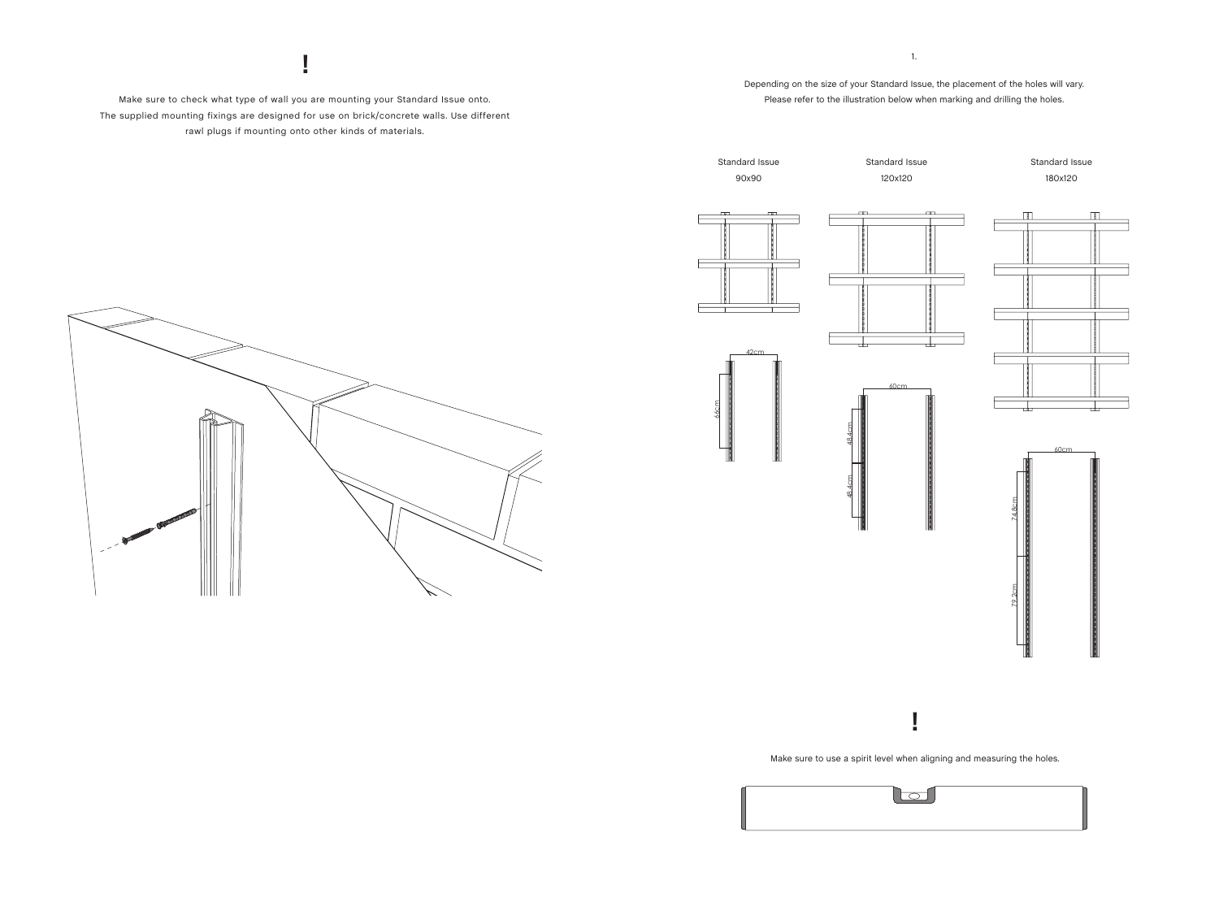!

Make sure to check what type of wall you are mounting your Standard Issue onto.
The supplied mounting fixings are designed for use on brick/concrete walls. Use different rawl plugs if mounting onto other kinds of materials.

1.

Depending on the size of your Standard Issue, the placement of the holes will vary.
Please refer to the illustration below when marking and drilling the holes.

Standard Issue 90x90

42cm

66cm

Standard Issue 120x120

60cm

48.4cm

48.4cm

Standard Issue 180x120

60cm

74.8cm

79.2cm

!

Make sure to use a spirit level when aligning and measuring the holes.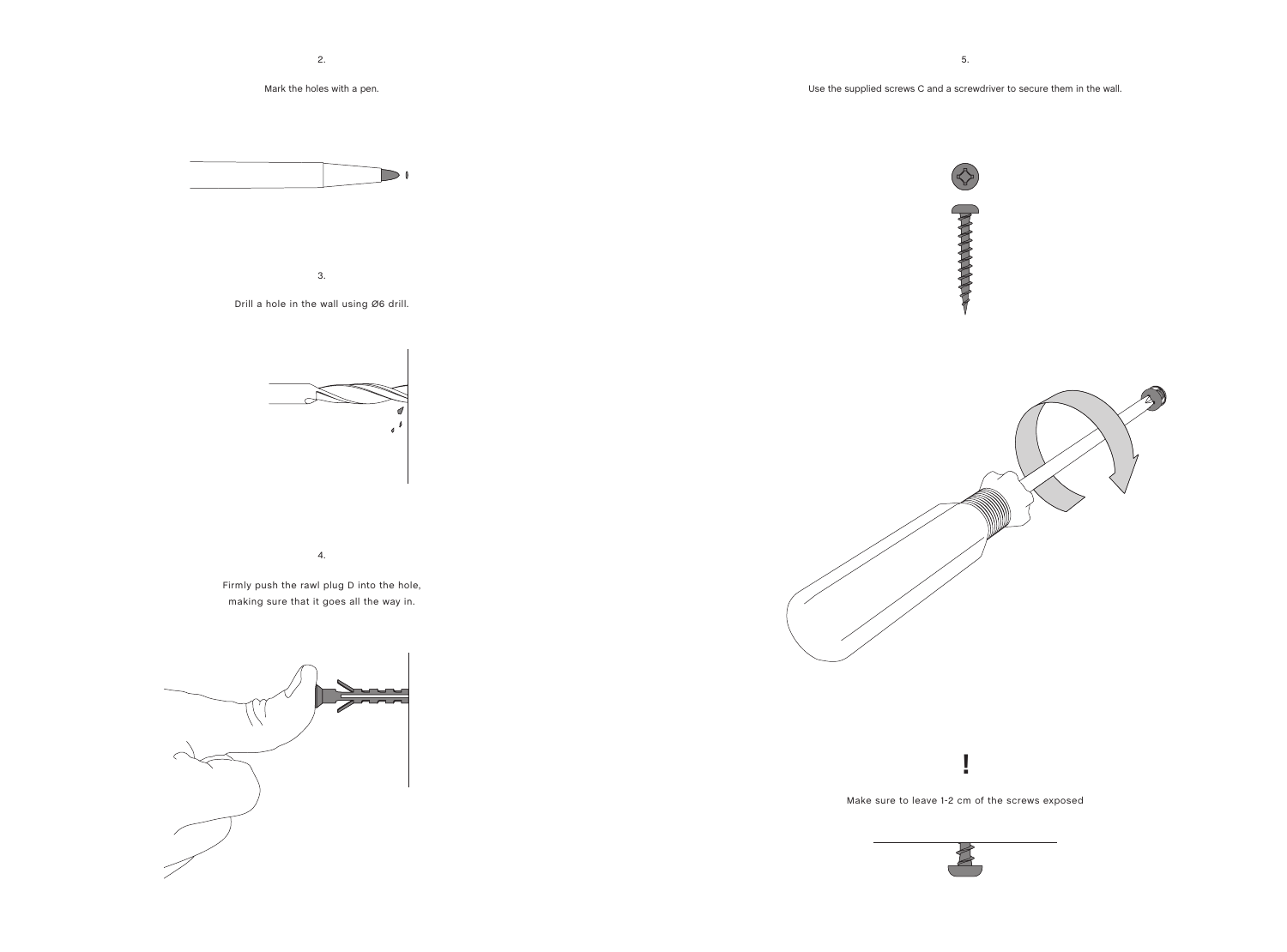2.

Mark the holes with a pen.

3.

Drill a hole in the wall using Ø6 drill.

4.

Firmly push the rawl plug D into the hole, making sure that it goes all the way in.

5.

Use the supplied screws C and a screwdriver to secure them in the wall.

**!**

Make sure to leave 1-2 cm of the screws exposed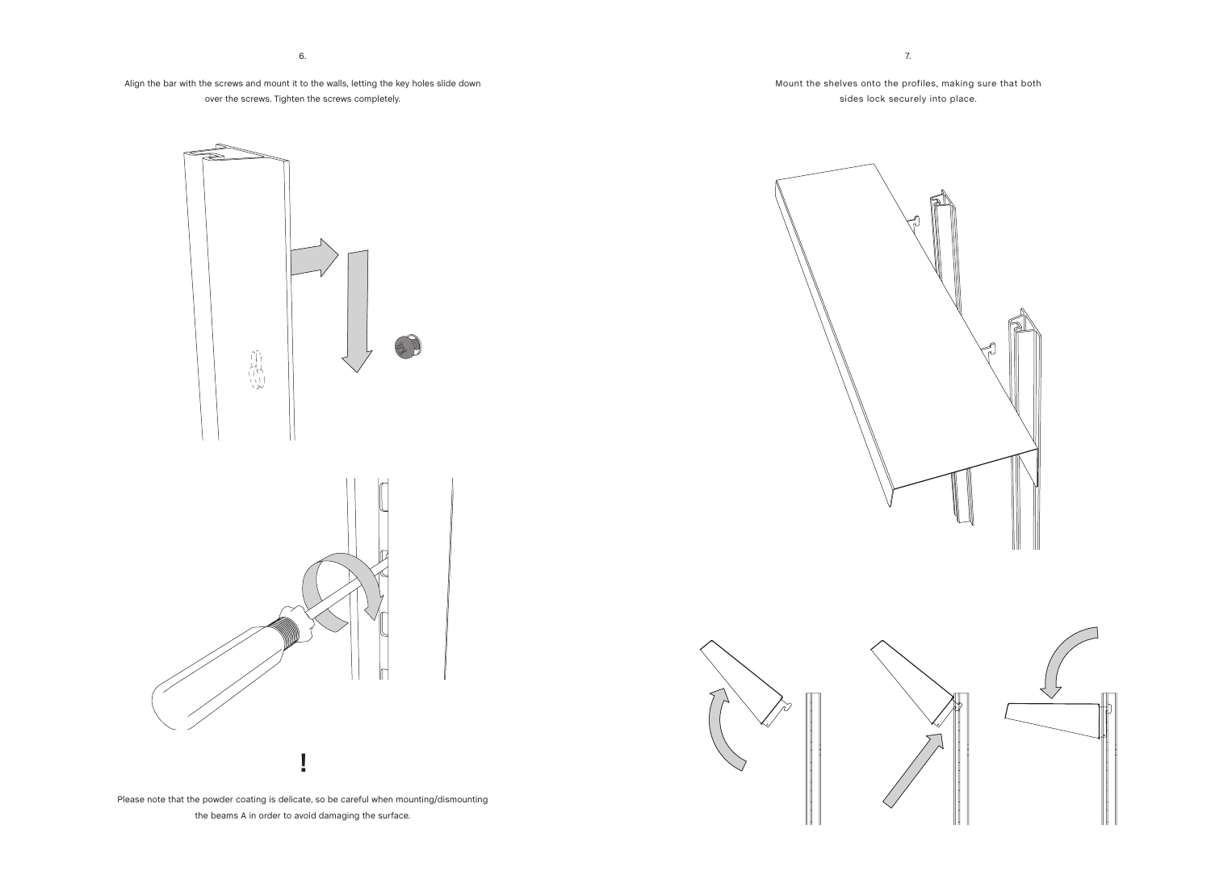6.

Align the bar with the screws and mount it to the walls, letting the key holes slide down over the screws. Tighten the screws completely.

**!**

Please note that the powder coating is delicate, so be careful when mounting/dismounting the beams A in order to avoid damaging the surface.

7.

Mount the shelves onto the profiles, making sure that both sides lock securely into place.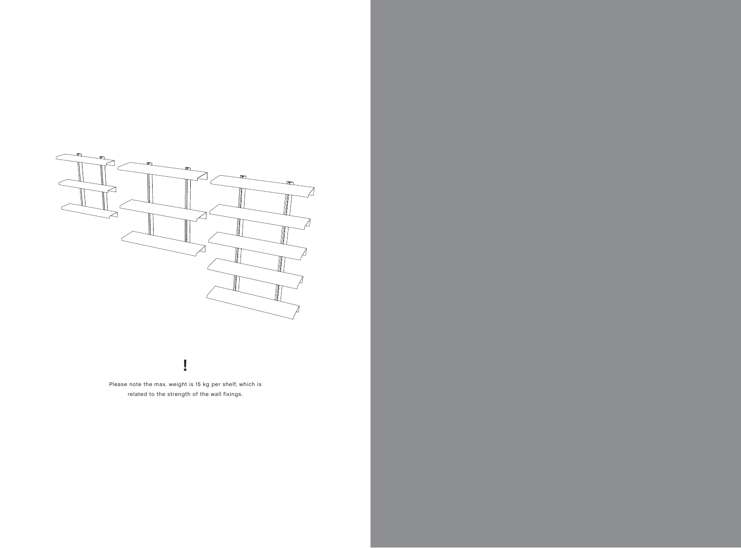!

Please note the max. weight is 15 kg per shelf, which is related to the strength of the wall fixings.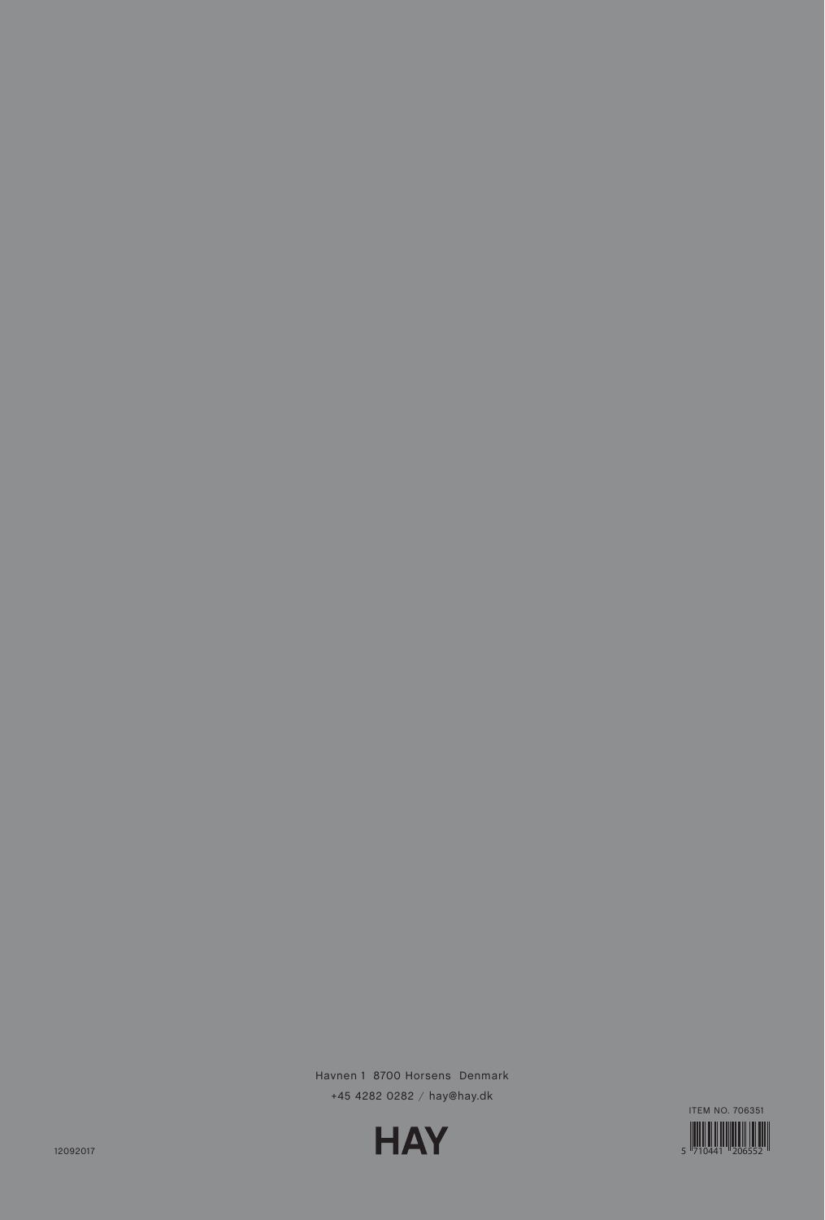Havnen 1  8700 Horsens  Denmark

+45 4282 0282 / hay@hay.dk

ITEM NO. 706351

5 710441 206552

12092017

HAY